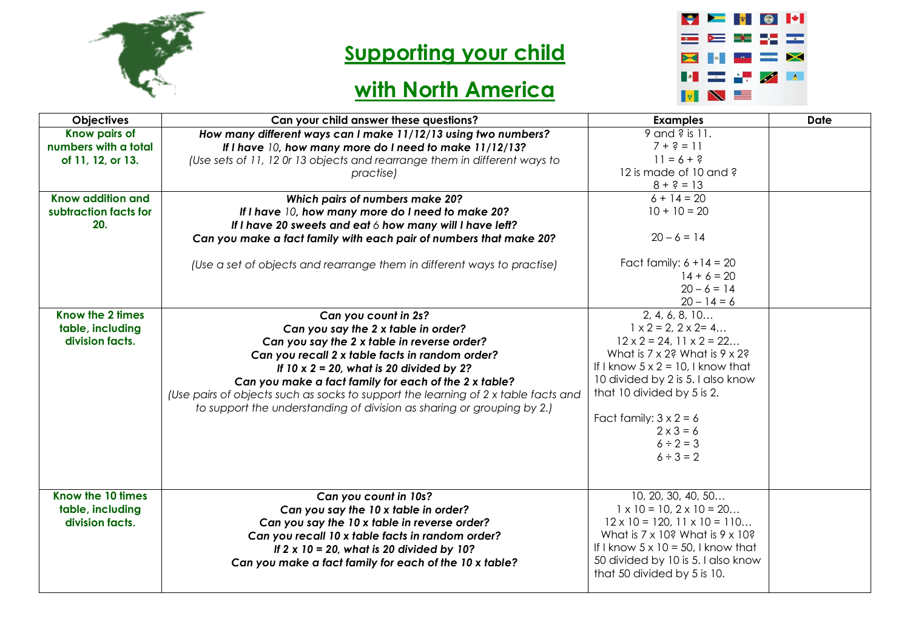# Supporting your child with North America

| Objectives | Can your child answer these questions? | Examples | Date |
|---|---|---|---|
| **Know pairs of numbers with a total of 11, 12, or 13.** | ***How many different ways can I make 11/12/13 using two numbers?*** <br> ***If I have** 10, **how many more do I need to make 11/12/13?*** <br> *(Use sets of 11, 12 0r 13 objects and rearrange them in different ways to practise)* | 9 and ? is 11. <br> 7 + ? = 11 <br> 11 = 6 + ? <br> 12 is made of 10 and ? <br> 8 + ? = 13 | |
| **Know addition and subtraction facts for 20.** | ***Which pairs of numbers make 20?*** <br> ***If I have** 10, **how many more do I need to make 20?*** <br> ***If I have 20 sweets and eat** 6 **how many will I have left?*** <br> ***Can you make a fact family with each pair of numbers that make 20?*** <br><br> *(Use a set of objects and rearrange them in different ways to practise)* | 6 + 14 = 20 <br> 10 + 10 = 20 <br><br> 20 – 6 = 14 <br><br> Fact family: 6 +14 = 20 <br> 14 + 6 = 20 <br> 20 – 6 = 14 <br> 20 – 14 = 6 | |
| **Know the 2 times table, including division facts.** | ***Can you count in 2s?*** <br> ***Can you say the 2 x table in order?*** <br> ***Can you say the 2 x table in reverse order?*** <br> ***Can you recall 2 x table facts in random order?*** <br> ***If 10 x 2 = 20, what is 20 divided by 2?*** <br> ***Can you make a fact family for each of the 2 x table?*** <br> *(Use pairs of objects such as socks to support the learning of 2 x table facts and to support the understanding of division as sharing or grouping by 2.)* | 2, 4, 6, 8, 10… <br> 1 x 2 = 2, 2 x 2= 4… <br> 12 x 2 = 24, 11 x 2 = 22… <br> What is 7 x 2? What is 9 x 2? <br> If I know 5 x 2 = 10, I know that 10 divided by 2 is 5. I also know that 10 divided by 5 is 2. <br><br> Fact family: 3 x 2 = 6 <br> 2 x 3 = 6 <br> 6 ÷ 2 = 3 <br> 6 ÷ 3 = 2 | |
| **Know the 10 times table, including division facts.** | ***Can you count in 10s?*** <br> ***Can you say the 10 x table in order?*** <br> ***Can you say the 10 x table in reverse order?*** <br> ***Can you recall 10 x table facts in random order?*** <br> ***If 2 x 10 = 20, what is 20 divided by 10?*** <br> ***Can you make a fact family for each of the 10 x table?*** | 10, 20, 30, 40, 50… <br> 1 x 10 = 10, 2 x 10 = 20… <br> 12 x 10 = 120, 11 x 10 = 110… <br> What is 7 x 10? What is 9 x 10? <br> If I know 5 x 10 = 50, I know that 50 divided by 10 is 5. I also know that 50 divided by 5 is 10. | |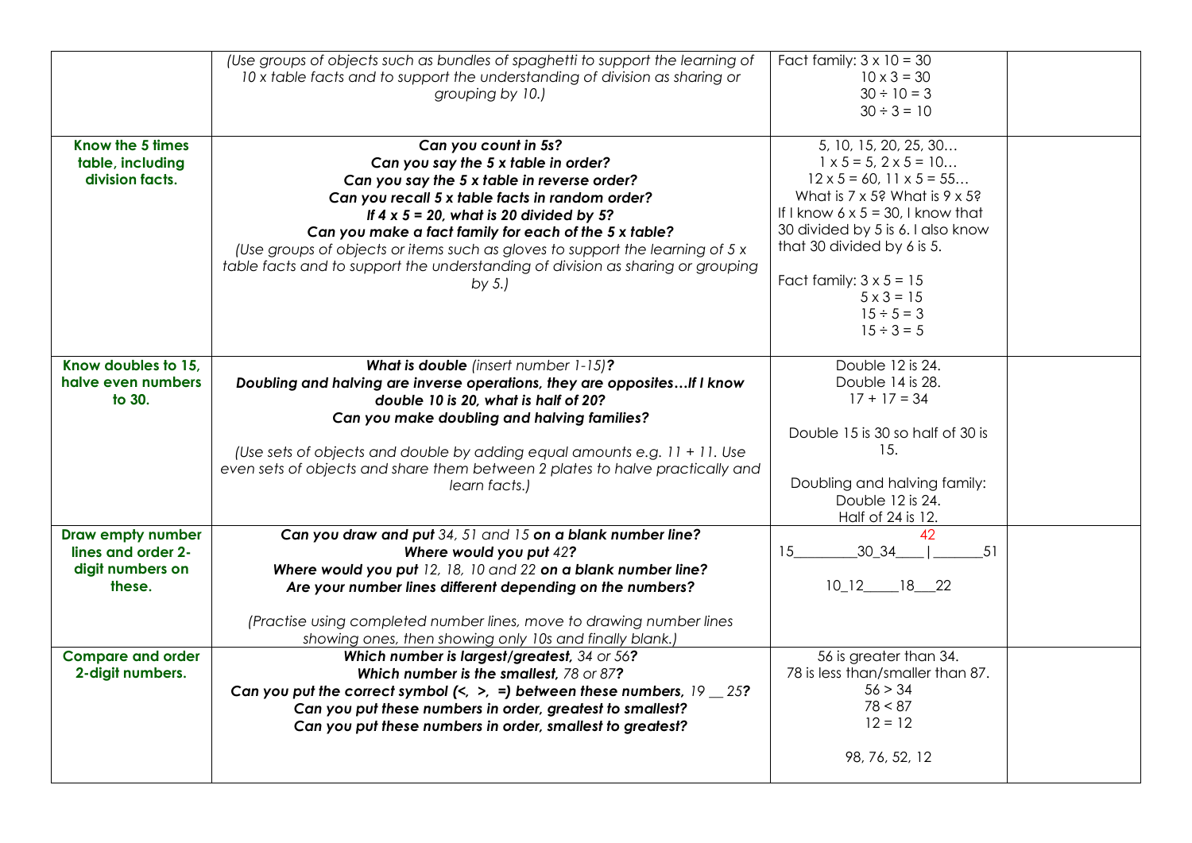| | | | |
|---|---|---|---|
| | *(Use groups of objects such as bundles of spaghetti to support the learning of 10 x table facts and to support the understanding of division as sharing or grouping by 10.)* | Fact family: 3 x 10 = 30<br>10 x 3 = 30<br>30 ÷ 10 = 3<br>30 ÷ 3 = 10 | |
| **Know the 5 times table, including division facts.** | ***Can you count in 5s?***<br>***Can you say the 5 x table in order?***<br>***Can you say the 5 x table in reverse order?***<br>***Can you recall 5 x table facts in random order?***<br>***If 4 x 5 = 20, what is 20 divided by 5?***<br>***Can you make a fact family for each of the 5 x table?***<br>*(Use groups of objects or items such as gloves to support the learning of 5 x table facts and to support the understanding of division as sharing or grouping by 5.)* | 5, 10, 15, 20, 25, 30…<br>1 x 5 = 5, 2 x 5 = 10…<br>12 x 5 = 60, 11 x 5 = 55…<br>What is 7 x 5? What is 9 x 5?<br>If I know 6 x 5 = 30, I know that 30 divided by 5 is 6. I also know that 30 divided by 6 is 5.<br><br>Fact family: 3 x 5 = 15<br>5 x 3 = 15<br>15 ÷ 5 = 3<br>15 ÷ 3 = 5 | |
| **Know doubles to 15, halve even numbers to 30.** | ***What is double** (insert number 1-15)**?***<br>***Doubling and halving are inverse operations, they are opposites…If I know double 10 is 20, what is half of 20?***<br>***Can you make doubling and halving families?***<br><br>*(Use sets of objects and double by adding equal amounts e.g. 11 + 11. Use even sets of objects and share them between 2 plates to halve practically and learn facts.)* | Double 12 is 24.<br>Double 14 is 28.<br>17 + 17 = 34<br><br>Double 15 is 30 so half of 30 is 15.<br><br>Doubling and halving family:<br>Double 12 is 24.<br>Half of 24 is 12. | |
| **Draw empty number lines and order 2-digit numbers on these.** | ***Can you draw and put** 34, 51 and 15 **on a blank number line?***<br>***Where would you put** 42**?***<br>***Where would you put** 12, 18, 10 and 22 **on a blank number line?***<br>***Are your number lines different depending on the numbers?***<br><br>*(Practise using completed number lines, move to drawing number lines showing ones, then showing only 10s and finally blank.)* | 42<br>15_________30_34____\|_______51<br><br>10_12_____18___22 | |
| **Compare and order 2-digit numbers.** | ***Which number is largest/greatest,** 34 or 56**?***<br>***Which number is the smallest,** 78 or 87**?***<br>***Can you put the correct symbol (<, >, =) between these numbers,** 19 __ 25**?***<br>***Can you put these numbers in order, greatest to smallest?***<br>***Can you put these numbers in order, smallest to greatest?*** | 56 is greater than 34.<br>78 is less than/smaller than 87.<br>56 > 34<br>78 < 87<br>12 = 12<br><br>98, 76, 52, 12 | |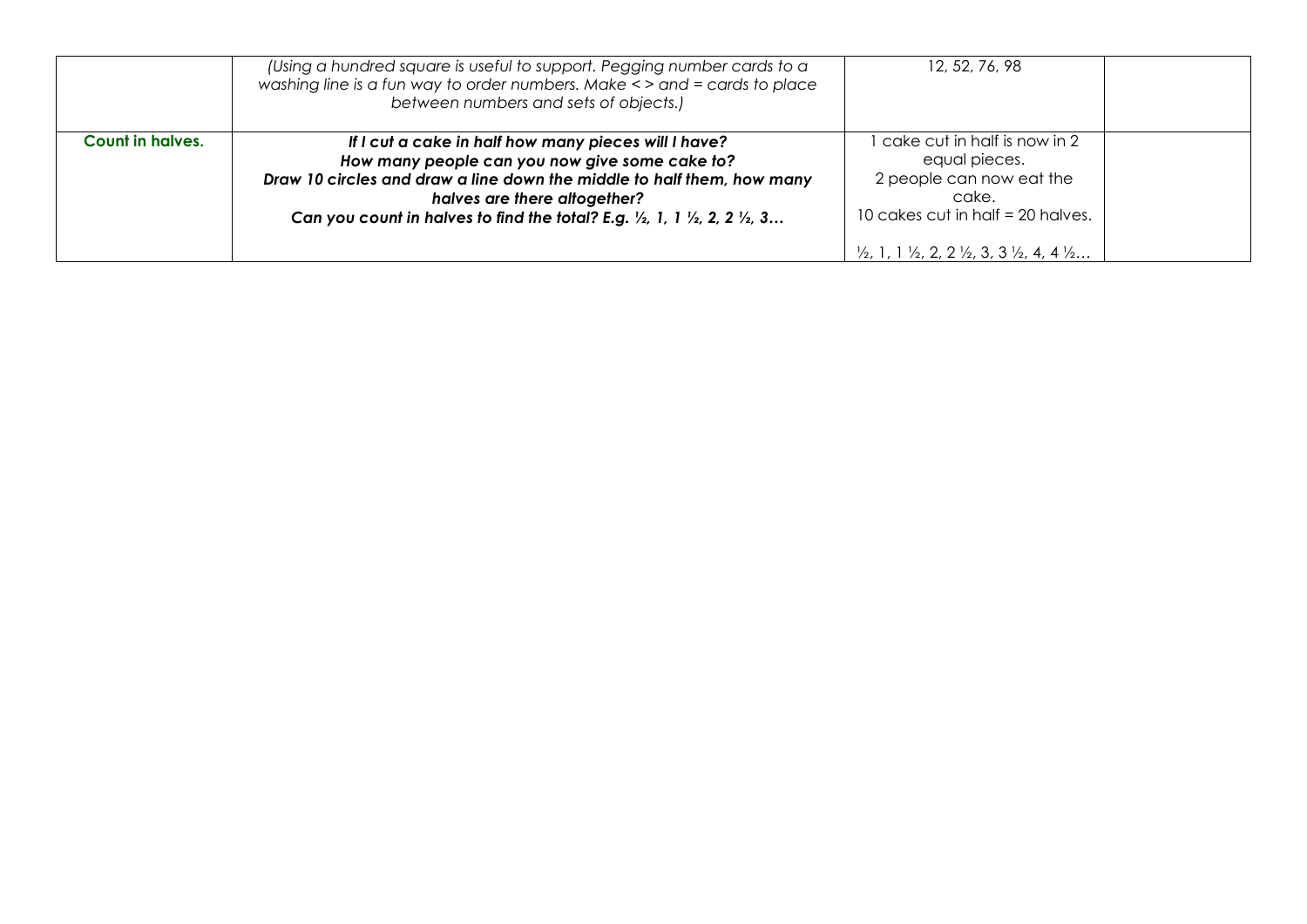| | | | |
|---|---|---|---|
| | *(Using a hundred square is useful to support. Pegging number cards to a washing line is a fun way to order numbers. Make < > and = cards to place between numbers and sets of objects.)* | 12, 52, 76, 98 | |
| **Count in halves.** | ***If I cut a cake in half how many pieces will I have?***<br>***How many people can you now give some cake to?***<br>***Draw 10 circles and draw a line down the middle to half them, how many halves are there altogether?***<br>***Can you count in halves to find the total? E.g. ½, 1, 1 ½, 2, 2 ½, 3…*** | 1 cake cut in half is now in 2 equal pieces.<br>2 people can now eat the cake.<br>10 cakes cut in half = 20 halves.<br><br>½, 1, 1 ½, 2, 2 ½, 3, 3 ½, 4, 4 ½… | |